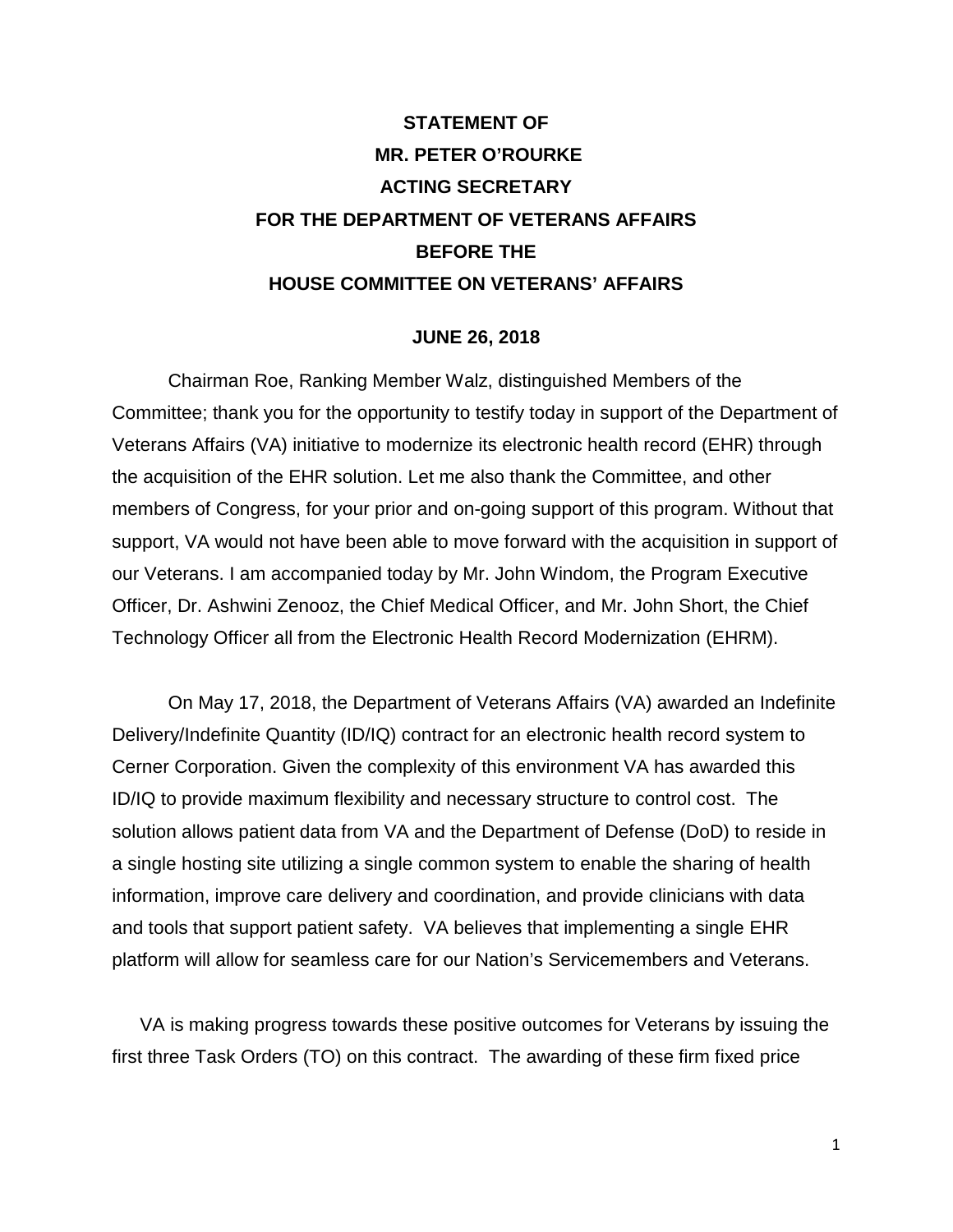**STATEMENT OF**
**MR. PETER O'ROURKE**
**ACTING SECRETARY**
**FOR THE DEPARTMENT OF VETERANS AFFAIRS**
**BEFORE THE**
**HOUSE COMMITTEE ON VETERANS' AFFAIRS**

**JUNE 26, 2018**

Chairman Roe, Ranking Member Walz, distinguished Members of the Committee; thank you for the opportunity to testify today in support of the Department of Veterans Affairs (VA) initiative to modernize its electronic health record (EHR) through the acquisition of the EHR solution. Let me also thank the Committee, and other members of Congress, for your prior and on-going support of this program. Without that support, VA would not have been able to move forward with the acquisition in support of our Veterans. I am accompanied today by Mr. John Windom, the Program Executive Officer, Dr. Ashwini Zenooz, the Chief Medical Officer, and Mr. John Short, the Chief Technology Officer all from the Electronic Health Record Modernization (EHRM).

On May 17, 2018, the Department of Veterans Affairs (VA) awarded an Indefinite Delivery/Indefinite Quantity (ID/IQ) contract for an electronic health record system to Cerner Corporation. Given the complexity of this environment VA has awarded this ID/IQ to provide maximum flexibility and necessary structure to control cost. The solution allows patient data from VA and the Department of Defense (DoD) to reside in a single hosting site utilizing a single common system to enable the sharing of health information, improve care delivery and coordination, and provide clinicians with data and tools that support patient safety. VA believes that implementing a single EHR platform will allow for seamless care for our Nation's Servicemembers and Veterans.

VA is making progress towards these positive outcomes for Veterans by issuing the first three Task Orders (TO) on this contract. The awarding of these firm fixed price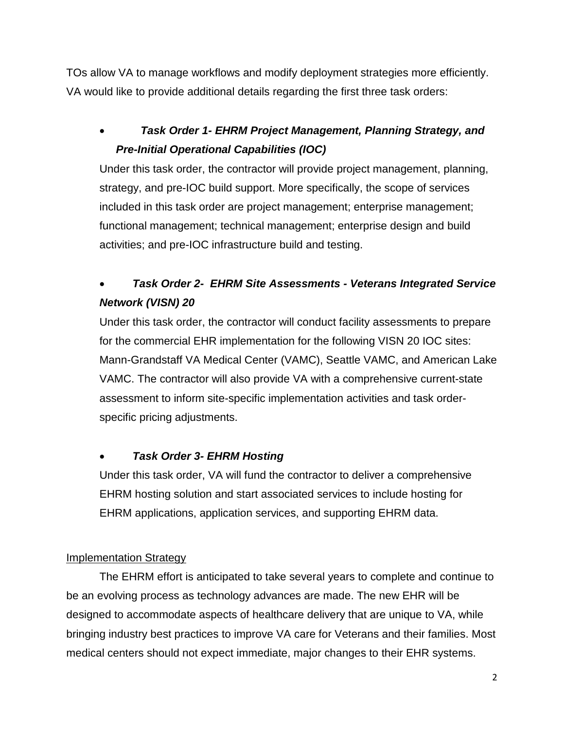TOs allow VA to manage workflows and modify deployment strategies more efficiently. VA would like to provide additional details regarding the first three task orders:

- ***Task Order 1- EHRM Project Management, Planning Strategy, and Pre-Initial Operational Capabilities (IOC)***

  Under this task order, the contractor will provide project management, planning, strategy, and pre-IOC build support. More specifically, the scope of services included in this task order are project management; enterprise management; functional management; technical management; enterprise design and build activities; and pre-IOC infrastructure build and testing.

- ***Task Order 2- EHRM Site Assessments - Veterans Integrated Service Network (VISN) 20***

  Under this task order, the contractor will conduct facility assessments to prepare for the commercial EHR implementation for the following VISN 20 IOC sites: Mann-Grandstaff VA Medical Center (VAMC), Seattle VAMC, and American Lake VAMC. The contractor will also provide VA with a comprehensive current-state assessment to inform site-specific implementation activities and task order-specific pricing adjustments.

- ***Task Order 3- EHRM Hosting***

  Under this task order, VA will fund the contractor to deliver a comprehensive EHRM hosting solution and start associated services to include hosting for EHRM applications, application services, and supporting EHRM data.

<u>Implementation Strategy</u>

The EHRM effort is anticipated to take several years to complete and continue to be an evolving process as technology advances are made. The new EHR will be designed to accommodate aspects of healthcare delivery that are unique to VA, while bringing industry best practices to improve VA care for Veterans and their families. Most medical centers should not expect immediate, major changes to their EHR systems.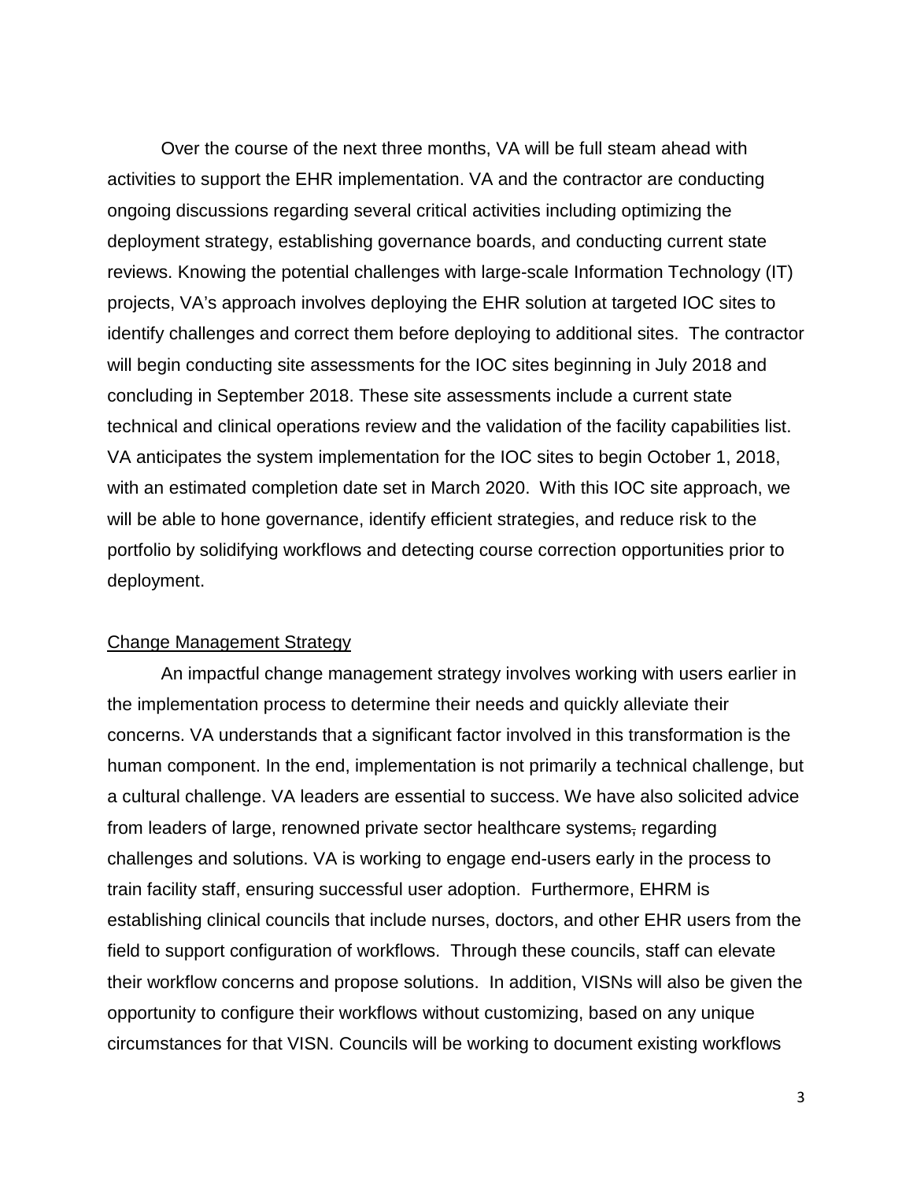Over the course of the next three months, VA will be full steam ahead with activities to support the EHR implementation. VA and the contractor are conducting ongoing discussions regarding several critical activities including optimizing the deployment strategy, establishing governance boards, and conducting current state reviews. Knowing the potential challenges with large-scale Information Technology (IT) projects, VA's approach involves deploying the EHR solution at targeted IOC sites to identify challenges and correct them before deploying to additional sites. The contractor will begin conducting site assessments for the IOC sites beginning in July 2018 and concluding in September 2018. These site assessments include a current state technical and clinical operations review and the validation of the facility capabilities list. VA anticipates the system implementation for the IOC sites to begin October 1, 2018, with an estimated completion date set in March 2020. With this IOC site approach, we will be able to hone governance, identify efficient strategies, and reduce risk to the portfolio by solidifying workflows and detecting course correction opportunities prior to deployment.

## Change Management Strategy

An impactful change management strategy involves working with users earlier in the implementation process to determine their needs and quickly alleviate their concerns. VA understands that a significant factor involved in this transformation is the human component. In the end, implementation is not primarily a technical challenge, but a cultural challenge. VA leaders are essential to success. We have also solicited advice from leaders of large, renowned private sector healthcare systems, regarding challenges and solutions. VA is working to engage end-users early in the process to train facility staff, ensuring successful user adoption. Furthermore, EHRM is establishing clinical councils that include nurses, doctors, and other EHR users from the field to support configuration of workflows. Through these councils, staff can elevate their workflow concerns and propose solutions. In addition, VISNs will also be given the opportunity to configure their workflows without customizing, based on any unique circumstances for that VISN. Councils will be working to document existing workflows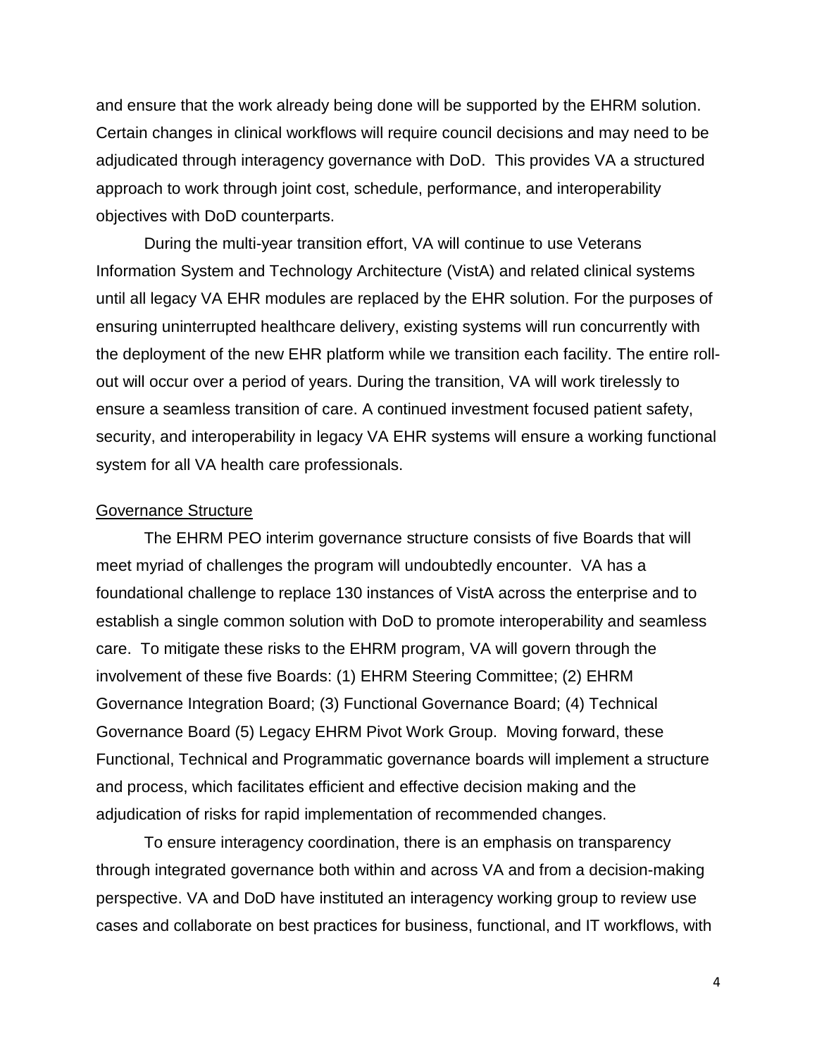and ensure that the work already being done will be supported by the EHRM solution. Certain changes in clinical workflows will require council decisions and may need to be adjudicated through interagency governance with DoD. This provides VA a structured approach to work through joint cost, schedule, performance, and interoperability objectives with DoD counterparts.

During the multi-year transition effort, VA will continue to use Veterans Information System and Technology Architecture (VistA) and related clinical systems until all legacy VA EHR modules are replaced by the EHR solution. For the purposes of ensuring uninterrupted healthcare delivery, existing systems will run concurrently with the deployment of the new EHR platform while we transition each facility. The entire roll-out will occur over a period of years. During the transition, VA will work tirelessly to ensure a seamless transition of care. A continued investment focused patient safety, security, and interoperability in legacy VA EHR systems will ensure a working functional system for all VA health care professionals.

## Governance Structure

The EHRM PEO interim governance structure consists of five Boards that will meet myriad of challenges the program will undoubtedly encounter. VA has a foundational challenge to replace 130 instances of VistA across the enterprise and to establish a single common solution with DoD to promote interoperability and seamless care. To mitigate these risks to the EHRM program, VA will govern through the involvement of these five Boards: (1) EHRM Steering Committee; (2) EHRM Governance Integration Board; (3) Functional Governance Board; (4) Technical Governance Board (5) Legacy EHRM Pivot Work Group. Moving forward, these Functional, Technical and Programmatic governance boards will implement a structure and process, which facilitates efficient and effective decision making and the adjudication of risks for rapid implementation of recommended changes.

To ensure interagency coordination, there is an emphasis on transparency through integrated governance both within and across VA and from a decision-making perspective. VA and DoD have instituted an interagency working group to review use cases and collaborate on best practices for business, functional, and IT workflows, with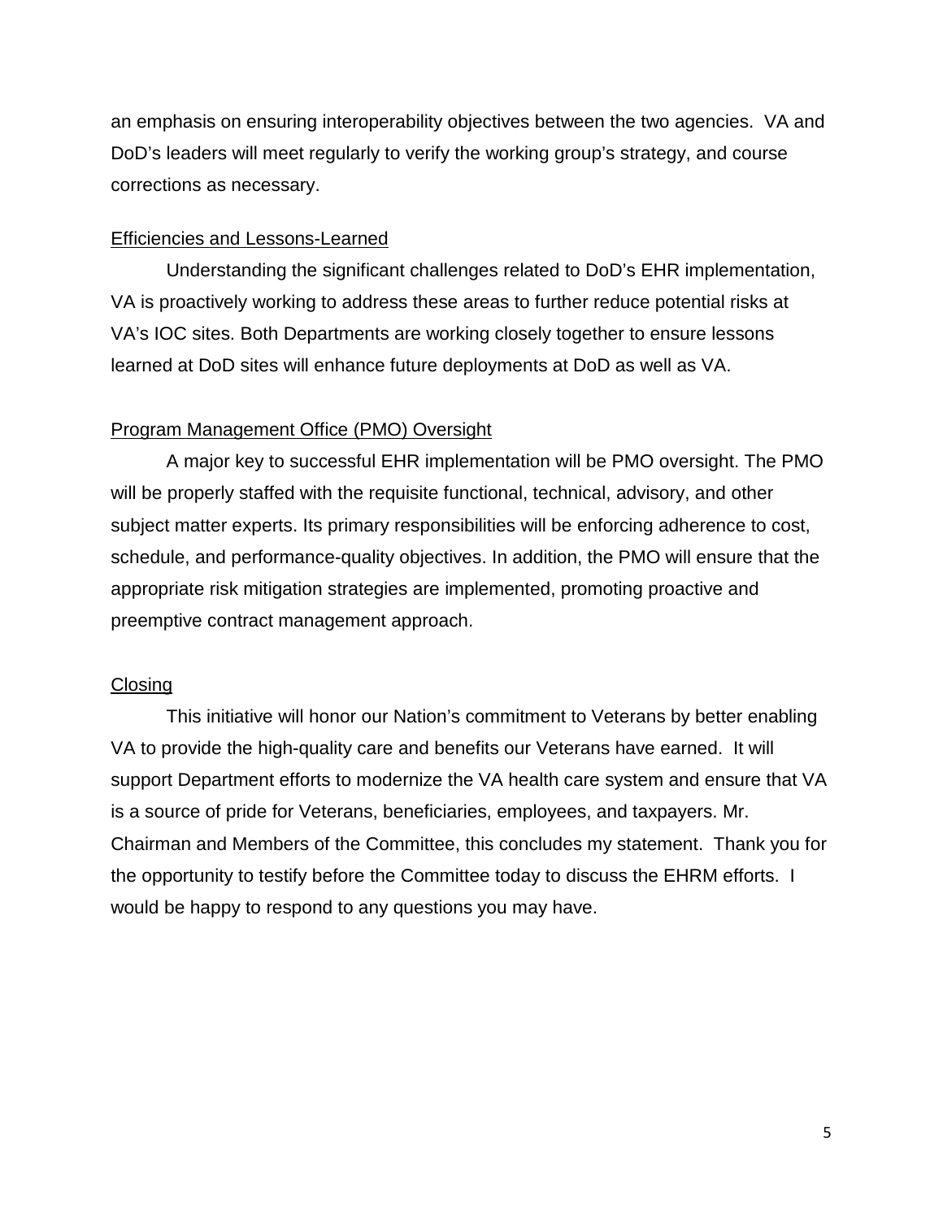an emphasis on ensuring interoperability objectives between the two agencies. VA and DoD's leaders will meet regularly to verify the working group's strategy, and course corrections as necessary.

## Efficiencies and Lessons-Learned

Understanding the significant challenges related to DoD's EHR implementation, VA is proactively working to address these areas to further reduce potential risks at VA's IOC sites. Both Departments are working closely together to ensure lessons learned at DoD sites will enhance future deployments at DoD as well as VA.

## Program Management Office (PMO) Oversight

A major key to successful EHR implementation will be PMO oversight. The PMO will be properly staffed with the requisite functional, technical, advisory, and other subject matter experts. Its primary responsibilities will be enforcing adherence to cost, schedule, and performance-quality objectives. In addition, the PMO will ensure that the appropriate risk mitigation strategies are implemented, promoting proactive and preemptive contract management approach.

## Closing

This initiative will honor our Nation's commitment to Veterans by better enabling VA to provide the high-quality care and benefits our Veterans have earned. It will support Department efforts to modernize the VA health care system and ensure that VA is a source of pride for Veterans, beneficiaries, employees, and taxpayers. Mr. Chairman and Members of the Committee, this concludes my statement. Thank you for the opportunity to testify before the Committee today to discuss the EHRM efforts. I would be happy to respond to any questions you may have.